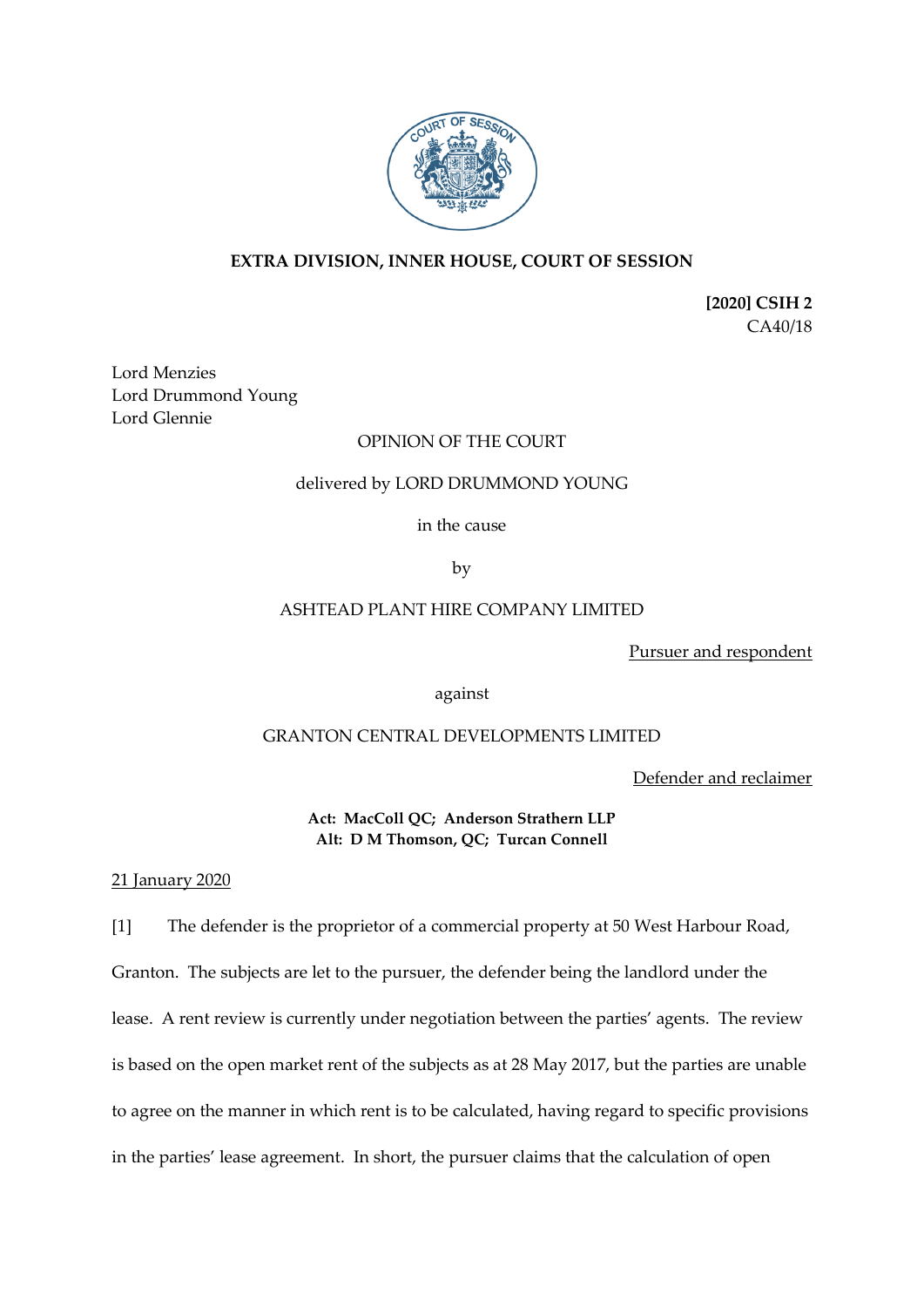**EXTRA DIVISION, INNER HOUSE, COURT OF SESSION**

**[2020] CSIH 2**
CA40/18

Lord Menzies
Lord Drummond Young
Lord Glennie

OPINION OF THE COURT

delivered by LORD DRUMMOND YOUNG

in the cause

by

ASHTEAD PLANT HIRE COMPANY LIMITED

Pursuer and respondent

against

GRANTON CENTRAL DEVELOPMENTS LIMITED

Defender and reclaimer

**Act: MacColl QC; Anderson Strathern LLP**
**Alt: D M Thomson, QC; Turcan Connell**

21 January 2020

[1] The defender is the proprietor of a commercial property at 50 West Harbour Road, Granton. The subjects are let to the pursuer, the defender being the landlord under the lease. A rent review is currently under negotiation between the parties' agents. The review is based on the open market rent of the subjects as at 28 May 2017, but the parties are unable to agree on the manner in which rent is to be calculated, having regard to specific provisions in the parties' lease agreement. In short, the pursuer claims that the calculation of open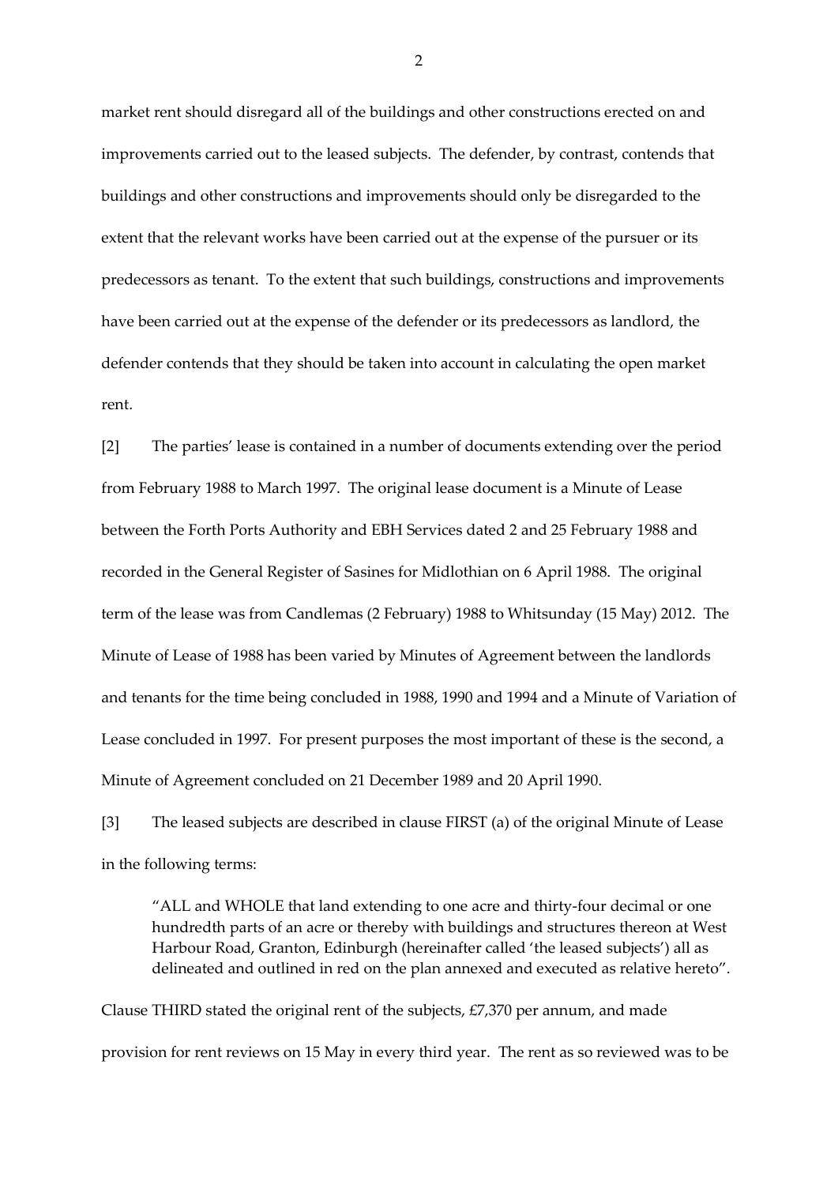market rent should disregard all of the buildings and other constructions erected on and improvements carried out to the leased subjects. The defender, by contrast, contends that buildings and other constructions and improvements should only be disregarded to the extent that the relevant works have been carried out at the expense of the pursuer or its predecessors as tenant. To the extent that such buildings, constructions and improvements have been carried out at the expense of the defender or its predecessors as landlord, the defender contends that they should be taken into account in calculating the open market rent.

[2] The parties' lease is contained in a number of documents extending over the period from February 1988 to March 1997. The original lease document is a Minute of Lease between the Forth Ports Authority and EBH Services dated 2 and 25 February 1988 and recorded in the General Register of Sasines for Midlothian on 6 April 1988. The original term of the lease was from Candlemas (2 February) 1988 to Whitsunday (15 May) 2012. The Minute of Lease of 1988 has been varied by Minutes of Agreement between the landlords and tenants for the time being concluded in 1988, 1990 and 1994 and a Minute of Variation of Lease concluded in 1997. For present purposes the most important of these is the second, a Minute of Agreement concluded on 21 December 1989 and 20 April 1990.

[3] The leased subjects are described in clause FIRST (a) of the original Minute of Lease in the following terms:

> "ALL and WHOLE that land extending to one acre and thirty-four decimal or one hundredth parts of an acre or thereby with buildings and structures thereon at West Harbour Road, Granton, Edinburgh (hereinafter called 'the leased subjects') all as delineated and outlined in red on the plan annexed and executed as relative hereto".

Clause THIRD stated the original rent of the subjects, £7,370 per annum, and made provision for rent reviews on 15 May in every third year. The rent as so reviewed was to be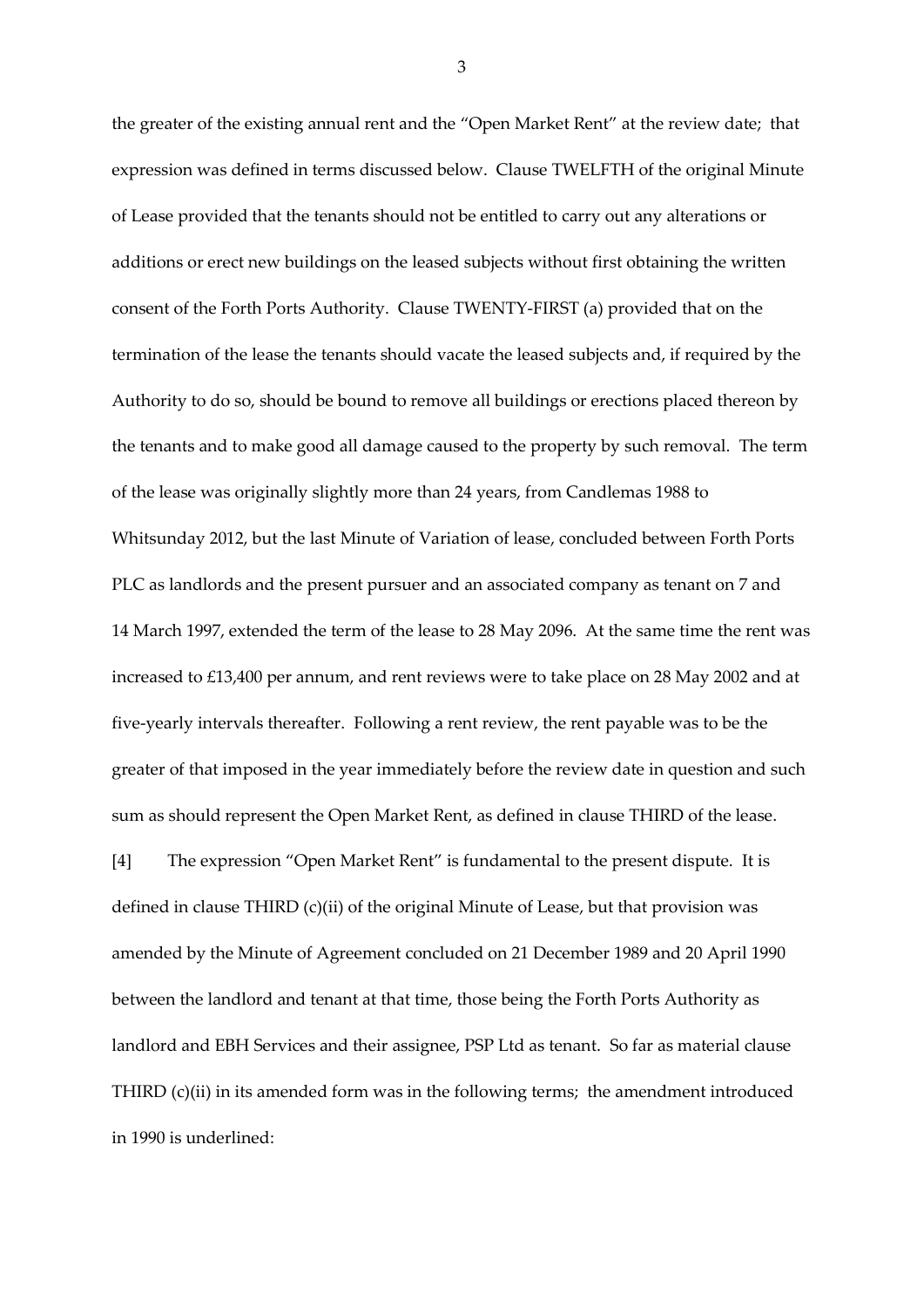the greater of the existing annual rent and the "Open Market Rent" at the review date; that expression was defined in terms discussed below. Clause TWELFTH of the original Minute of Lease provided that the tenants should not be entitled to carry out any alterations or additions or erect new buildings on the leased subjects without first obtaining the written consent of the Forth Ports Authority. Clause TWENTY-FIRST (a) provided that on the termination of the lease the tenants should vacate the leased subjects and, if required by the Authority to do so, should be bound to remove all buildings or erections placed thereon by the tenants and to make good all damage caused to the property by such removal. The term of the lease was originally slightly more than 24 years, from Candlemas 1988 to Whitsunday 2012, but the last Minute of Variation of lease, concluded between Forth Ports PLC as landlords and the present pursuer and an associated company as tenant on 7 and 14 March 1997, extended the term of the lease to 28 May 2096. At the same time the rent was increased to £13,400 per annum, and rent reviews were to take place on 28 May 2002 and at five-yearly intervals thereafter. Following a rent review, the rent payable was to be the greater of that imposed in the year immediately before the review date in question and such sum as should represent the Open Market Rent, as defined in clause THIRD of the lease.

[4] The expression "Open Market Rent" is fundamental to the present dispute. It is defined in clause THIRD (c)(ii) of the original Minute of Lease, but that provision was amended by the Minute of Agreement concluded on 21 December 1989 and 20 April 1990 between the landlord and tenant at that time, those being the Forth Ports Authority as landlord and EBH Services and their assignee, PSP Ltd as tenant. So far as material clause THIRD (c)(ii) in its amended form was in the following terms; the amendment introduced in 1990 is underlined: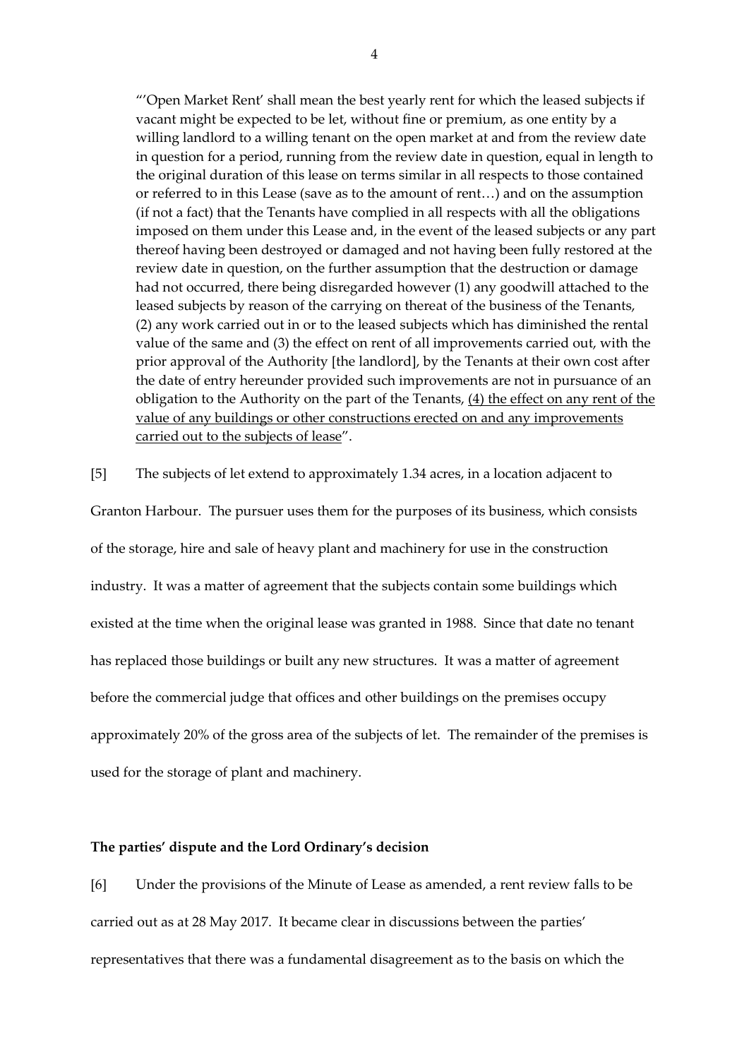"'Open Market Rent' shall mean the best yearly rent for which the leased subjects if vacant might be expected to be let, without fine or premium, as one entity by a willing landlord to a willing tenant on the open market at and from the review date in question for a period, running from the review date in question, equal in length to the original duration of this lease on terms similar in all respects to those contained or referred to in this Lease (save as to the amount of rent…) and on the assumption (if not a fact) that the Tenants have complied in all respects with all the obligations imposed on them under this Lease and, in the event of the leased subjects or any part thereof having been destroyed or damaged and not having been fully restored at the review date in question, on the further assumption that the destruction or damage had not occurred, there being disregarded however (1) any goodwill attached to the leased subjects by reason of the carrying on thereat of the business of the Tenants, (2) any work carried out in or to the leased subjects which has diminished the rental value of the same and (3) the effect on rent of all improvements carried out, with the prior approval of the Authority [the landlord], by the Tenants at their own cost after the date of entry hereunder provided such improvements are not in pursuance of an obligation to the Authority on the part of the Tenants, <u>(4) the effect on any rent of the value of any buildings or other constructions erected on and any improvements carried out to the subjects of lease</u>".

[5] The subjects of let extend to approximately 1.34 acres, in a location adjacent to Granton Harbour. The pursuer uses them for the purposes of its business, which consists of the storage, hire and sale of heavy plant and machinery for use in the construction industry. It was a matter of agreement that the subjects contain some buildings which existed at the time when the original lease was granted in 1988. Since that date no tenant has replaced those buildings or built any new structures. It was a matter of agreement before the commercial judge that offices and other buildings on the premises occupy approximately 20% of the gross area of the subjects of let. The remainder of the premises is used for the storage of plant and machinery.

## The parties' dispute and the Lord Ordinary's decision

[6] Under the provisions of the Minute of Lease as amended, a rent review falls to be carried out as at 28 May 2017. It became clear in discussions between the parties' representatives that there was a fundamental disagreement as to the basis on which the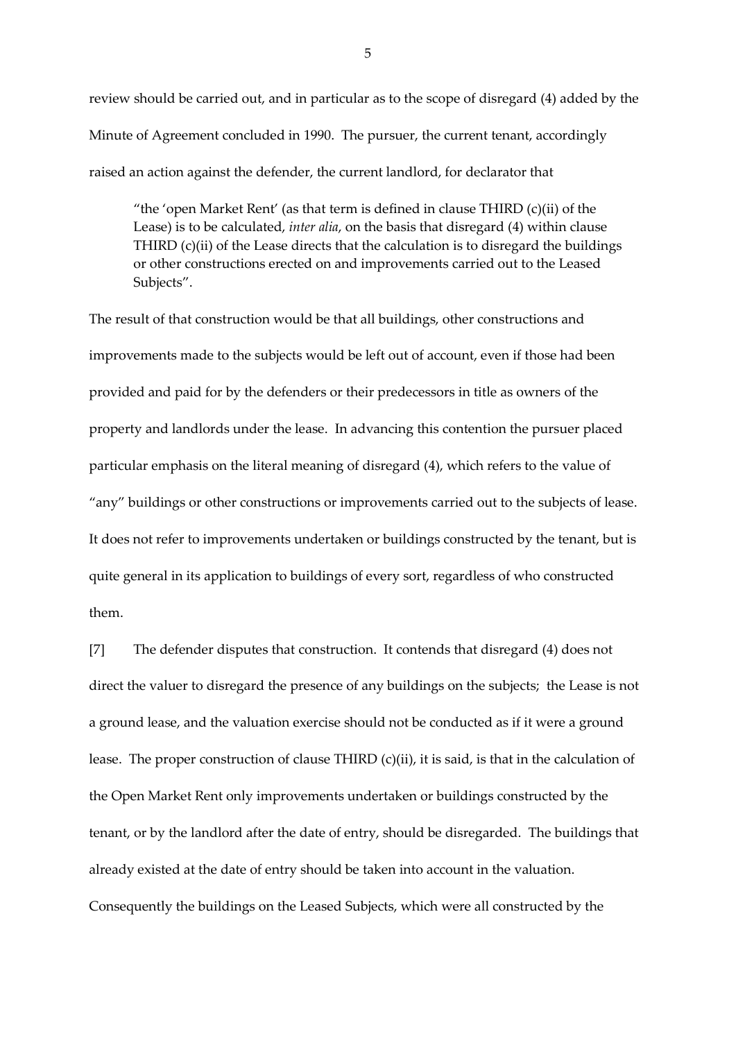review should be carried out, and in particular as to the scope of disregard (4) added by the Minute of Agreement concluded in 1990. The pursuer, the current tenant, accordingly raised an action against the defender, the current landlord, for declarator that

> "the 'open Market Rent' (as that term is defined in clause THIRD (c)(ii) of the Lease) is to be calculated, *inter alia*, on the basis that disregard (4) within clause THIRD (c)(ii) of the Lease directs that the calculation is to disregard the buildings or other constructions erected on and improvements carried out to the Leased Subjects".

The result of that construction would be that all buildings, other constructions and improvements made to the subjects would be left out of account, even if those had been provided and paid for by the defenders or their predecessors in title as owners of the property and landlords under the lease. In advancing this contention the pursuer placed particular emphasis on the literal meaning of disregard (4), which refers to the value of "any" buildings or other constructions or improvements carried out to the subjects of lease. It does not refer to improvements undertaken or buildings constructed by the tenant, but is quite general in its application to buildings of every sort, regardless of who constructed them.

[7] The defender disputes that construction. It contends that disregard (4) does not direct the valuer to disregard the presence of any buildings on the subjects; the Lease is not a ground lease, and the valuation exercise should not be conducted as if it were a ground lease. The proper construction of clause THIRD (c)(ii), it is said, is that in the calculation of the Open Market Rent only improvements undertaken or buildings constructed by the tenant, or by the landlord after the date of entry, should be disregarded. The buildings that already existed at the date of entry should be taken into account in the valuation. Consequently the buildings on the Leased Subjects, which were all constructed by the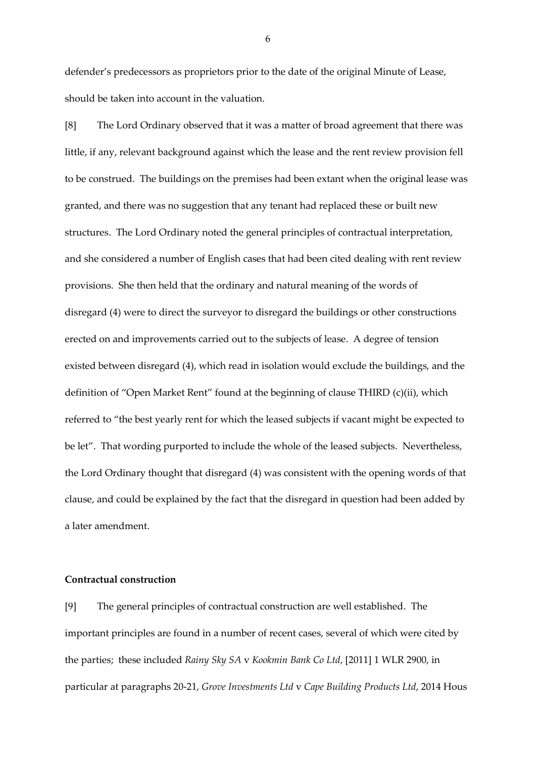defender's predecessors as proprietors prior to the date of the original Minute of Lease, should be taken into account in the valuation.

[8] The Lord Ordinary observed that it was a matter of broad agreement that there was little, if any, relevant background against which the lease and the rent review provision fell to be construed. The buildings on the premises had been extant when the original lease was granted, and there was no suggestion that any tenant had replaced these or built new structures. The Lord Ordinary noted the general principles of contractual interpretation, and she considered a number of English cases that had been cited dealing with rent review provisions. She then held that the ordinary and natural meaning of the words of disregard (4) were to direct the surveyor to disregard the buildings or other constructions erected on and improvements carried out to the subjects of lease. A degree of tension existed between disregard (4), which read in isolation would exclude the buildings, and the definition of "Open Market Rent" found at the beginning of clause THIRD (c)(ii), which referred to "the best yearly rent for which the leased subjects if vacant might be expected to be let". That wording purported to include the whole of the leased subjects. Nevertheless, the Lord Ordinary thought that disregard (4) was consistent with the opening words of that clause, and could be explained by the fact that the disregard in question had been added by a later amendment.

**Contractual construction**

[9] The general principles of contractual construction are well established. The important principles are found in a number of recent cases, several of which were cited by the parties; these included *Rainy Sky SA* v *Kookmin Bank Co Ltd*, [2011] 1 WLR 2900, in particular at paragraphs 20-21, *Grove Investments Ltd* v *Cape Building Products Ltd*, 2014 Hous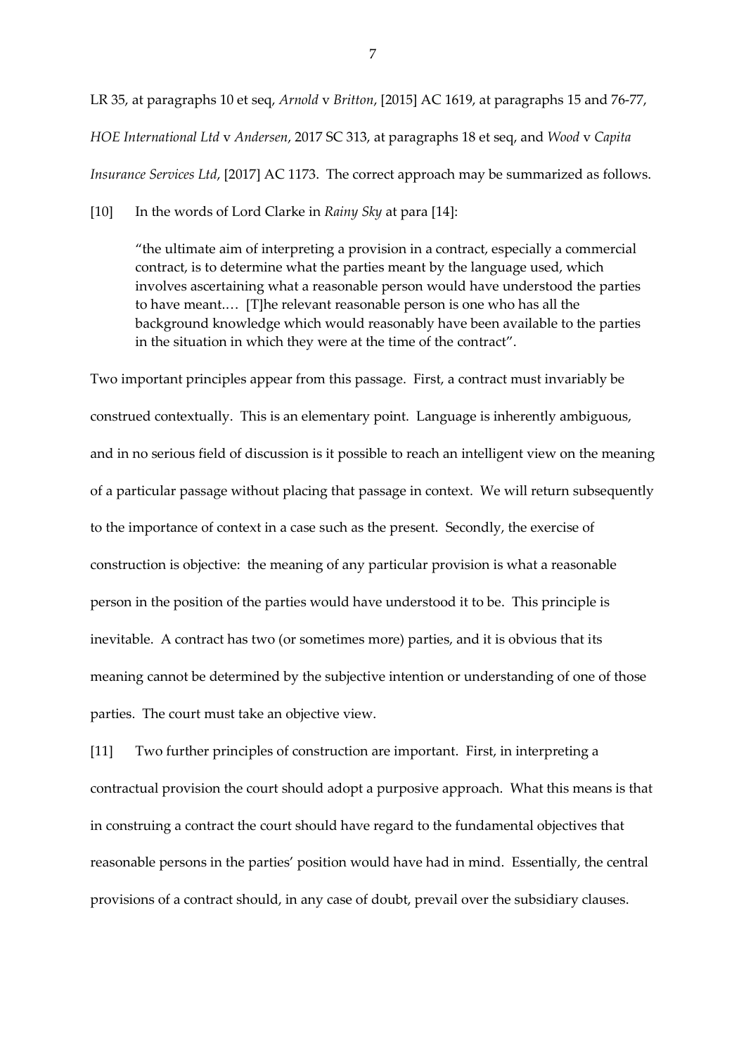LR 35, at paragraphs 10 et seq, *Arnold* v *Britton*, [2015] AC 1619, at paragraphs 15 and 76-77, *HOE International Ltd* v *Andersen*, 2017 SC 313, at paragraphs 18 et seq, and *Wood* v *Capita Insurance Services Ltd*, [2017] AC 1173. The correct approach may be summarized as follows.

[10] In the words of Lord Clarke in *Rainy Sky* at para [14]:

> "the ultimate aim of interpreting a provision in a contract, especially a commercial contract, is to determine what the parties meant by the language used, which involves ascertaining what a reasonable person would have understood the parties to have meant.… [T]he relevant reasonable person is one who has all the background knowledge which would reasonably have been available to the parties in the situation in which they were at the time of the contract".

Two important principles appear from this passage. First, a contract must invariably be construed contextually. This is an elementary point. Language is inherently ambiguous, and in no serious field of discussion is it possible to reach an intelligent view on the meaning of a particular passage without placing that passage in context. We will return subsequently to the importance of context in a case such as the present. Secondly, the exercise of construction is objective: the meaning of any particular provision is what a reasonable person in the position of the parties would have understood it to be. This principle is inevitable. A contract has two (or sometimes more) parties, and it is obvious that its meaning cannot be determined by the subjective intention or understanding of one of those parties. The court must take an objective view.

[11] Two further principles of construction are important. First, in interpreting a contractual provision the court should adopt a purposive approach. What this means is that in construing a contract the court should have regard to the fundamental objectives that reasonable persons in the parties' position would have had in mind. Essentially, the central provisions of a contract should, in any case of doubt, prevail over the subsidiary clauses.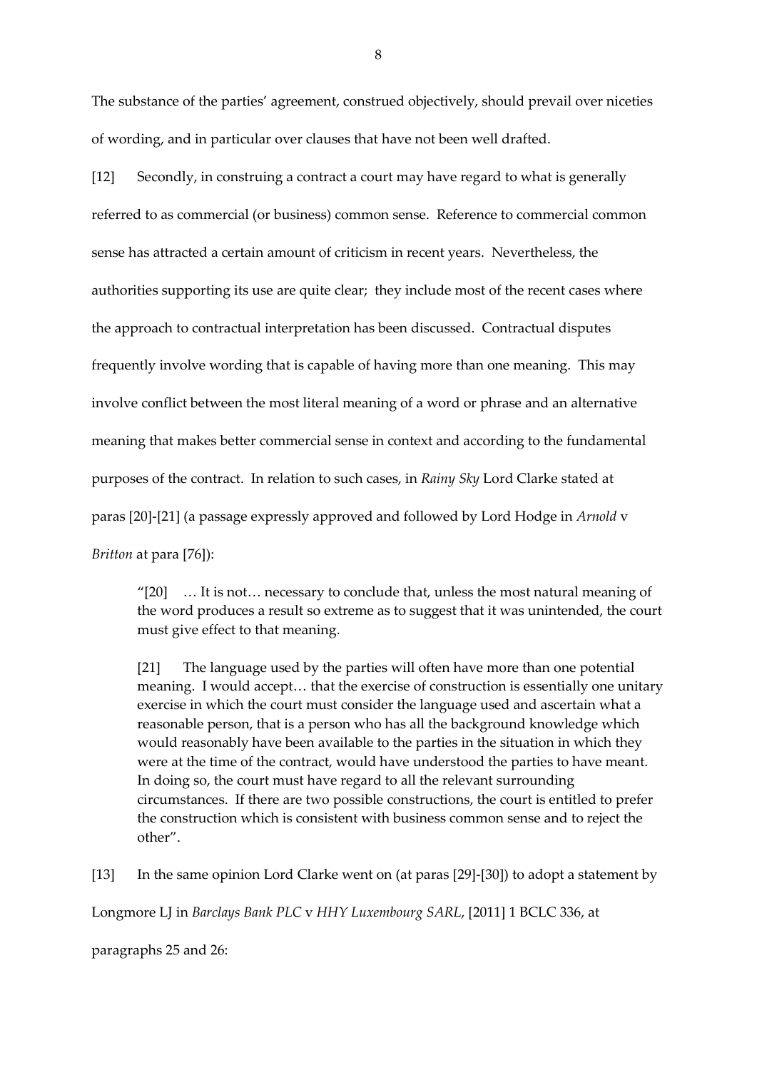The substance of the parties' agreement, construed objectively, should prevail over niceties of wording, and in particular over clauses that have not been well drafted.

[12] Secondly, in construing a contract a court may have regard to what is generally referred to as commercial (or business) common sense. Reference to commercial common sense has attracted a certain amount of criticism in recent years. Nevertheless, the authorities supporting its use are quite clear; they include most of the recent cases where the approach to contractual interpretation has been discussed. Contractual disputes frequently involve wording that is capable of having more than one meaning. This may involve conflict between the most literal meaning of a word or phrase and an alternative meaning that makes better commercial sense in context and according to the fundamental purposes of the contract. In relation to such cases, in *Rainy Sky* Lord Clarke stated at paras [20]-[21] (a passage expressly approved and followed by Lord Hodge in *Arnold* v *Britton* at para [76]):

> "[20] … It is not… necessary to conclude that, unless the most natural meaning of the word produces a result so extreme as to suggest that it was unintended, the court must give effect to that meaning.
>
> [21] The language used by the parties will often have more than one potential meaning. I would accept… that the exercise of construction is essentially one unitary exercise in which the court must consider the language used and ascertain what a reasonable person, that is a person who has all the background knowledge which would reasonably have been available to the parties in the situation in which they were at the time of the contract, would have understood the parties to have meant. In doing so, the court must have regard to all the relevant surrounding circumstances. If there are two possible constructions, the court is entitled to prefer the construction which is consistent with business common sense and to reject the other".

[13] In the same opinion Lord Clarke went on (at paras [29]-[30]) to adopt a statement by Longmore LJ in *Barclays Bank PLC* v *HHY Luxembourg SARL*, [2011] 1 BCLC 336, at paragraphs 25 and 26: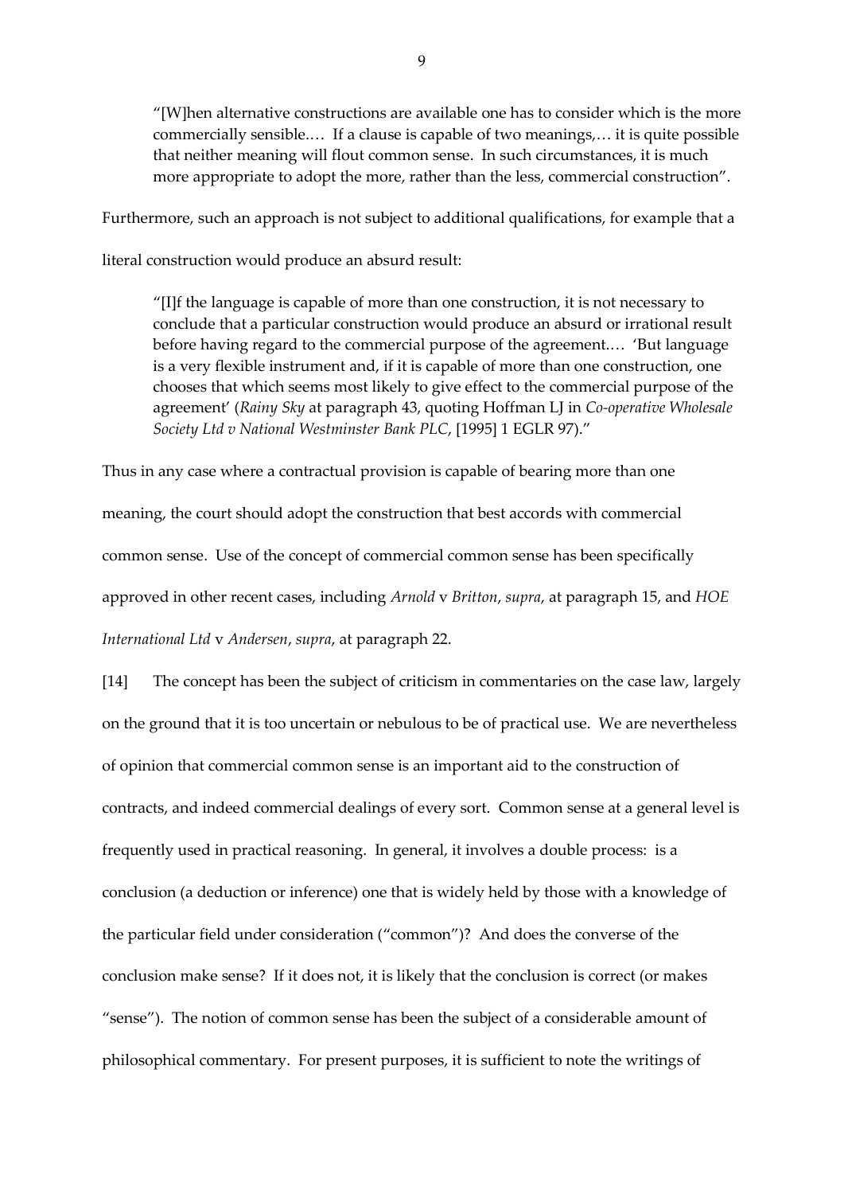> "[W]hen alternative constructions are available one has to consider which is the more commercially sensible.… If a clause is capable of two meanings,… it is quite possible that neither meaning will flout common sense. In such circumstances, it is much more appropriate to adopt the more, rather than the less, commercial construction".

Furthermore, such an approach is not subject to additional qualifications, for example that a literal construction would produce an absurd result:

> "[I]f the language is capable of more than one construction, it is not necessary to conclude that a particular construction would produce an absurd or irrational result before having regard to the commercial purpose of the agreement.… 'But language is a very flexible instrument and, if it is capable of more than one construction, one chooses that which seems most likely to give effect to the commercial purpose of the agreement' (*Rainy Sky* at paragraph 43, quoting Hoffman LJ in *Co-operative Wholesale Society Ltd v National Westminster Bank PLC*, [1995] 1 EGLR 97)."

Thus in any case where a contractual provision is capable of bearing more than one meaning, the court should adopt the construction that best accords with commercial common sense. Use of the concept of commercial common sense has been specifically approved in other recent cases, including *Arnold* v *Britton*, *supra*, at paragraph 15, and *HOE International Ltd* v *Andersen*, *supra*, at paragraph 22.

[14] The concept has been the subject of criticism in commentaries on the case law, largely on the ground that it is too uncertain or nebulous to be of practical use. We are nevertheless of opinion that commercial common sense is an important aid to the construction of contracts, and indeed commercial dealings of every sort. Common sense at a general level is frequently used in practical reasoning. In general, it involves a double process: is a conclusion (a deduction or inference) one that is widely held by those with a knowledge of the particular field under consideration ("common")? And does the converse of the conclusion make sense? If it does not, it is likely that the conclusion is correct (or makes "sense"). The notion of common sense has been the subject of a considerable amount of philosophical commentary. For present purposes, it is sufficient to note the writings of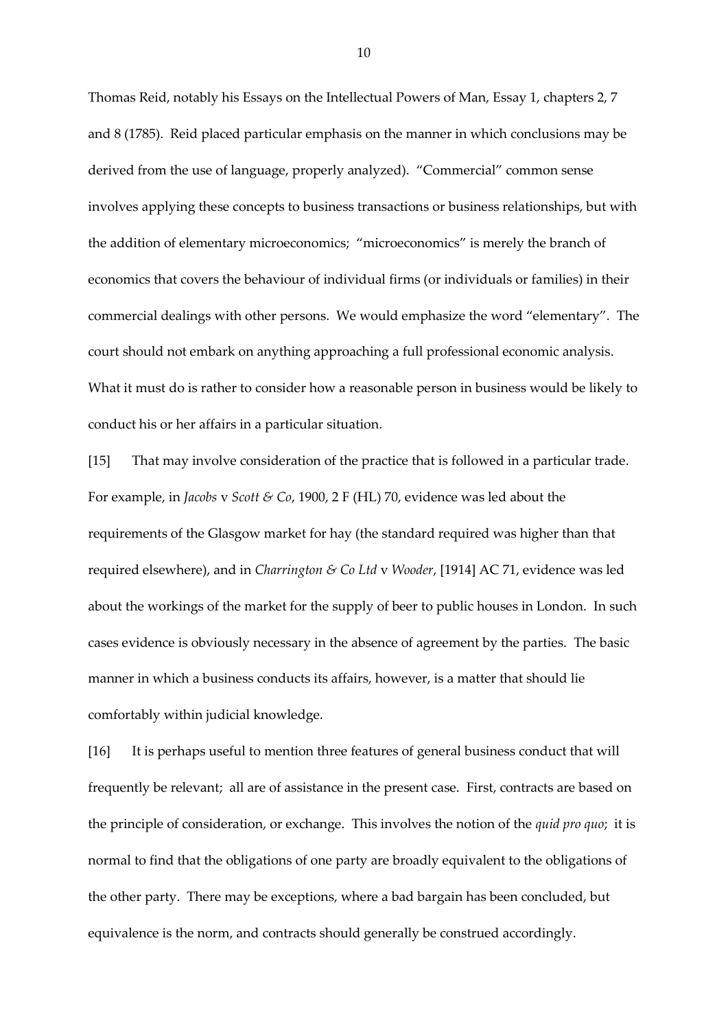Thomas Reid, notably his Essays on the Intellectual Powers of Man, Essay 1, chapters 2, 7 and 8 (1785). Reid placed particular emphasis on the manner in which conclusions may be derived from the use of language, properly analyzed). "Commercial" common sense involves applying these concepts to business transactions or business relationships, but with the addition of elementary microeconomics; "microeconomics" is merely the branch of economics that covers the behaviour of individual firms (or individuals or families) in their commercial dealings with other persons. We would emphasize the word "elementary". The court should not embark on anything approaching a full professional economic analysis. What it must do is rather to consider how a reasonable person in business would be likely to conduct his or her affairs in a particular situation.

[15] That may involve consideration of the practice that is followed in a particular trade. For example, in *Jacobs* v *Scott & Co*, 1900, 2 F (HL) 70, evidence was led about the requirements of the Glasgow market for hay (the standard required was higher than that required elsewhere), and in *Charrington & Co Ltd* v *Wooder*, [1914] AC 71, evidence was led about the workings of the market for the supply of beer to public houses in London. In such cases evidence is obviously necessary in the absence of agreement by the parties. The basic manner in which a business conducts its affairs, however, is a matter that should lie comfortably within judicial knowledge.

[16] It is perhaps useful to mention three features of general business conduct that will frequently be relevant; all are of assistance in the present case. First, contracts are based on the principle of consideration, or exchange. This involves the notion of the *quid pro quo*; it is normal to find that the obligations of one party are broadly equivalent to the obligations of the other party. There may be exceptions, where a bad bargain has been concluded, but equivalence is the norm, and contracts should generally be construed accordingly.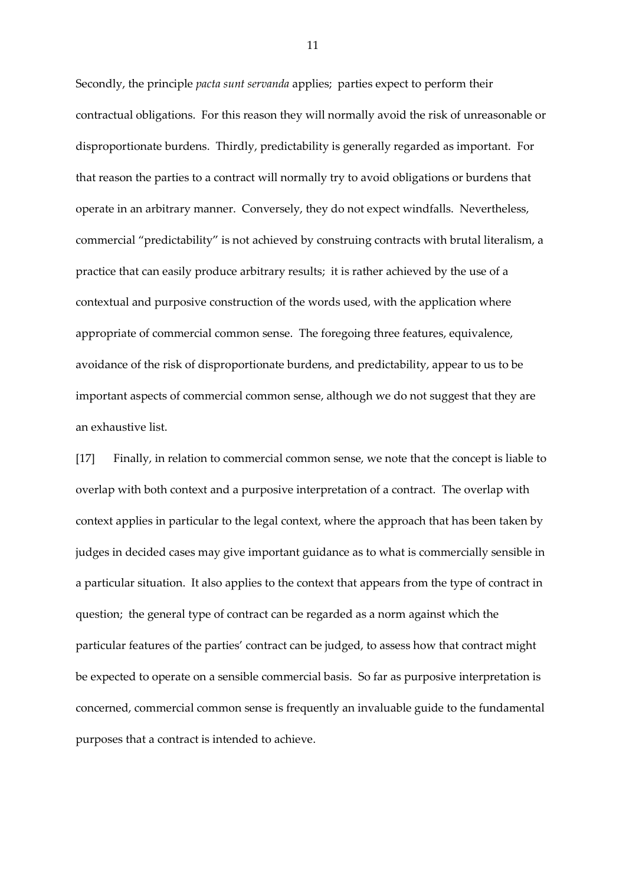Secondly, the principle *pacta sunt servanda* applies; parties expect to perform their contractual obligations. For this reason they will normally avoid the risk of unreasonable or disproportionate burdens. Thirdly, predictability is generally regarded as important. For that reason the parties to a contract will normally try to avoid obligations or burdens that operate in an arbitrary manner. Conversely, they do not expect windfalls. Nevertheless, commercial "predictability" is not achieved by construing contracts with brutal literalism, a practice that can easily produce arbitrary results; it is rather achieved by the use of a contextual and purposive construction of the words used, with the application where appropriate of commercial common sense. The foregoing three features, equivalence, avoidance of the risk of disproportionate burdens, and predictability, appear to us to be important aspects of commercial common sense, although we do not suggest that they are an exhaustive list.

[17] Finally, in relation to commercial common sense, we note that the concept is liable to overlap with both context and a purposive interpretation of a contract. The overlap with context applies in particular to the legal context, where the approach that has been taken by judges in decided cases may give important guidance as to what is commercially sensible in a particular situation. It also applies to the context that appears from the type of contract in question; the general type of contract can be regarded as a norm against which the particular features of the parties' contract can be judged, to assess how that contract might be expected to operate on a sensible commercial basis. So far as purposive interpretation is concerned, commercial common sense is frequently an invaluable guide to the fundamental purposes that a contract is intended to achieve.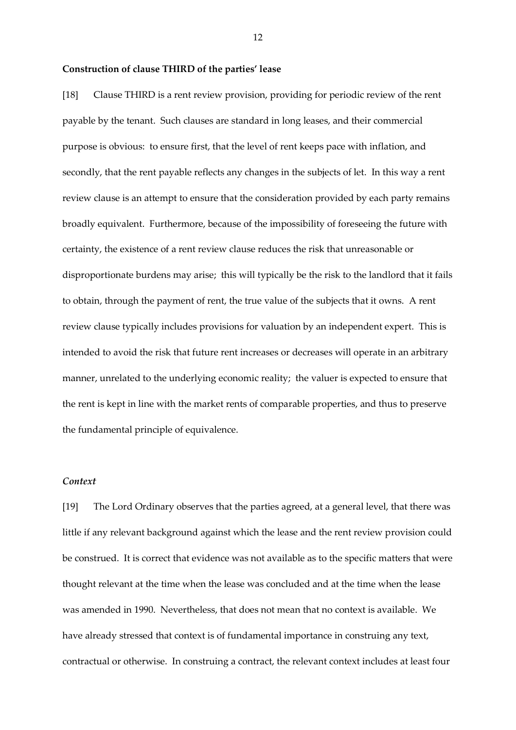**Construction of clause THIRD of the parties' lease**

[18] Clause THIRD is a rent review provision, providing for periodic review of the rent payable by the tenant. Such clauses are standard in long leases, and their commercial purpose is obvious: to ensure first, that the level of rent keeps pace with inflation, and secondly, that the rent payable reflects any changes in the subjects of let. In this way a rent review clause is an attempt to ensure that the consideration provided by each party remains broadly equivalent. Furthermore, because of the impossibility of foreseeing the future with certainty, the existence of a rent review clause reduces the risk that unreasonable or disproportionate burdens may arise; this will typically be the risk to the landlord that it fails to obtain, through the payment of rent, the true value of the subjects that it owns. A rent review clause typically includes provisions for valuation by an independent expert. This is intended to avoid the risk that future rent increases or decreases will operate in an arbitrary manner, unrelated to the underlying economic reality; the valuer is expected to ensure that the rent is kept in line with the market rents of comparable properties, and thus to preserve the fundamental principle of equivalence.

***Context***

[19] The Lord Ordinary observes that the parties agreed, at a general level, that there was little if any relevant background against which the lease and the rent review provision could be construed. It is correct that evidence was not available as to the specific matters that were thought relevant at the time when the lease was concluded and at the time when the lease was amended in 1990. Nevertheless, that does not mean that no context is available. We have already stressed that context is of fundamental importance in construing any text, contractual or otherwise. In construing a contract, the relevant context includes at least four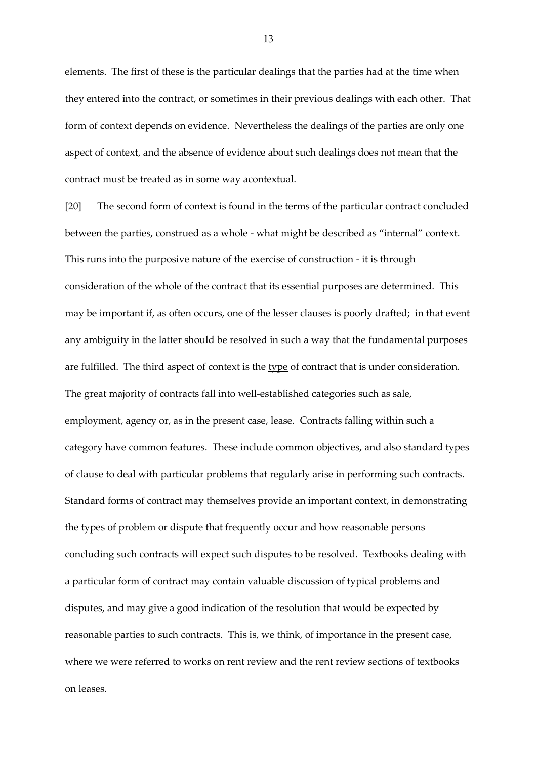elements. The first of these is the particular dealings that the parties had at the time when they entered into the contract, or sometimes in their previous dealings with each other. That form of context depends on evidence. Nevertheless the dealings of the parties are only one aspect of context, and the absence of evidence about such dealings does not mean that the contract must be treated as in some way acontextual.

[20] The second form of context is found in the terms of the particular contract concluded between the parties, construed as a whole - what might be described as "internal" context. This runs into the purposive nature of the exercise of construction - it is through consideration of the whole of the contract that its essential purposes are determined. This may be important if, as often occurs, one of the lesser clauses is poorly drafted; in that event any ambiguity in the latter should be resolved in such a way that the fundamental purposes are fulfilled. The third aspect of context is the <u>type</u> of contract that is under consideration. The great majority of contracts fall into well-established categories such as sale, employment, agency or, as in the present case, lease. Contracts falling within such a category have common features. These include common objectives, and also standard types of clause to deal with particular problems that regularly arise in performing such contracts. Standard forms of contract may themselves provide an important context, in demonstrating the types of problem or dispute that frequently occur and how reasonable persons concluding such contracts will expect such disputes to be resolved. Textbooks dealing with a particular form of contract may contain valuable discussion of typical problems and disputes, and may give a good indication of the resolution that would be expected by reasonable parties to such contracts. This is, we think, of importance in the present case, where we were referred to works on rent review and the rent review sections of textbooks on leases.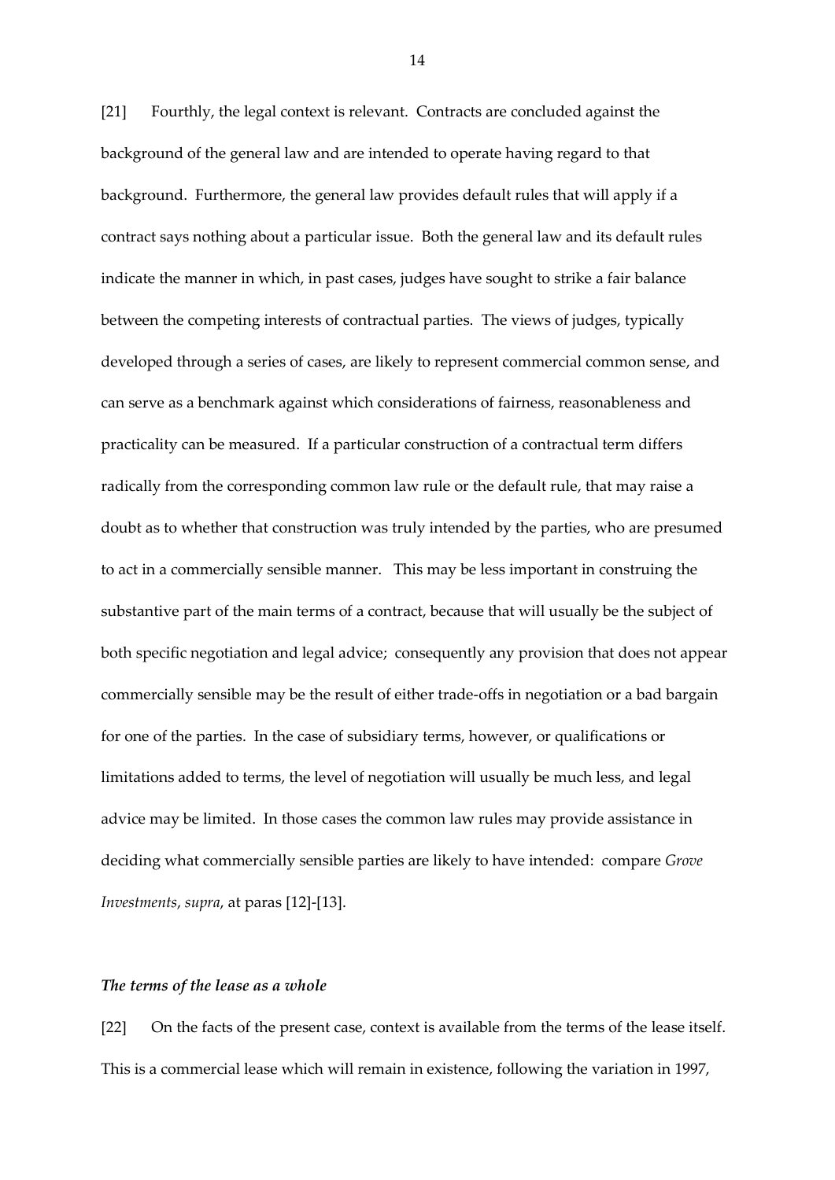[21] Fourthly, the legal context is relevant. Contracts are concluded against the background of the general law and are intended to operate having regard to that background. Furthermore, the general law provides default rules that will apply if a contract says nothing about a particular issue. Both the general law and its default rules indicate the manner in which, in past cases, judges have sought to strike a fair balance between the competing interests of contractual parties. The views of judges, typically developed through a series of cases, are likely to represent commercial common sense, and can serve as a benchmark against which considerations of fairness, reasonableness and practicality can be measured. If a particular construction of a contractual term differs radically from the corresponding common law rule or the default rule, that may raise a doubt as to whether that construction was truly intended by the parties, who are presumed to act in a commercially sensible manner. This may be less important in construing the substantive part of the main terms of a contract, because that will usually be the subject of both specific negotiation and legal advice; consequently any provision that does not appear commercially sensible may be the result of either trade-offs in negotiation or a bad bargain for one of the parties. In the case of subsidiary terms, however, or qualifications or limitations added to terms, the level of negotiation will usually be much less, and legal advice may be limited. In those cases the common law rules may provide assistance in deciding what commercially sensible parties are likely to have intended: compare *Grove Investments*, *supra*, at paras [12]-[13].

***The terms of the lease as a whole***

[22] On the facts of the present case, context is available from the terms of the lease itself. This is a commercial lease which will remain in existence, following the variation in 1997,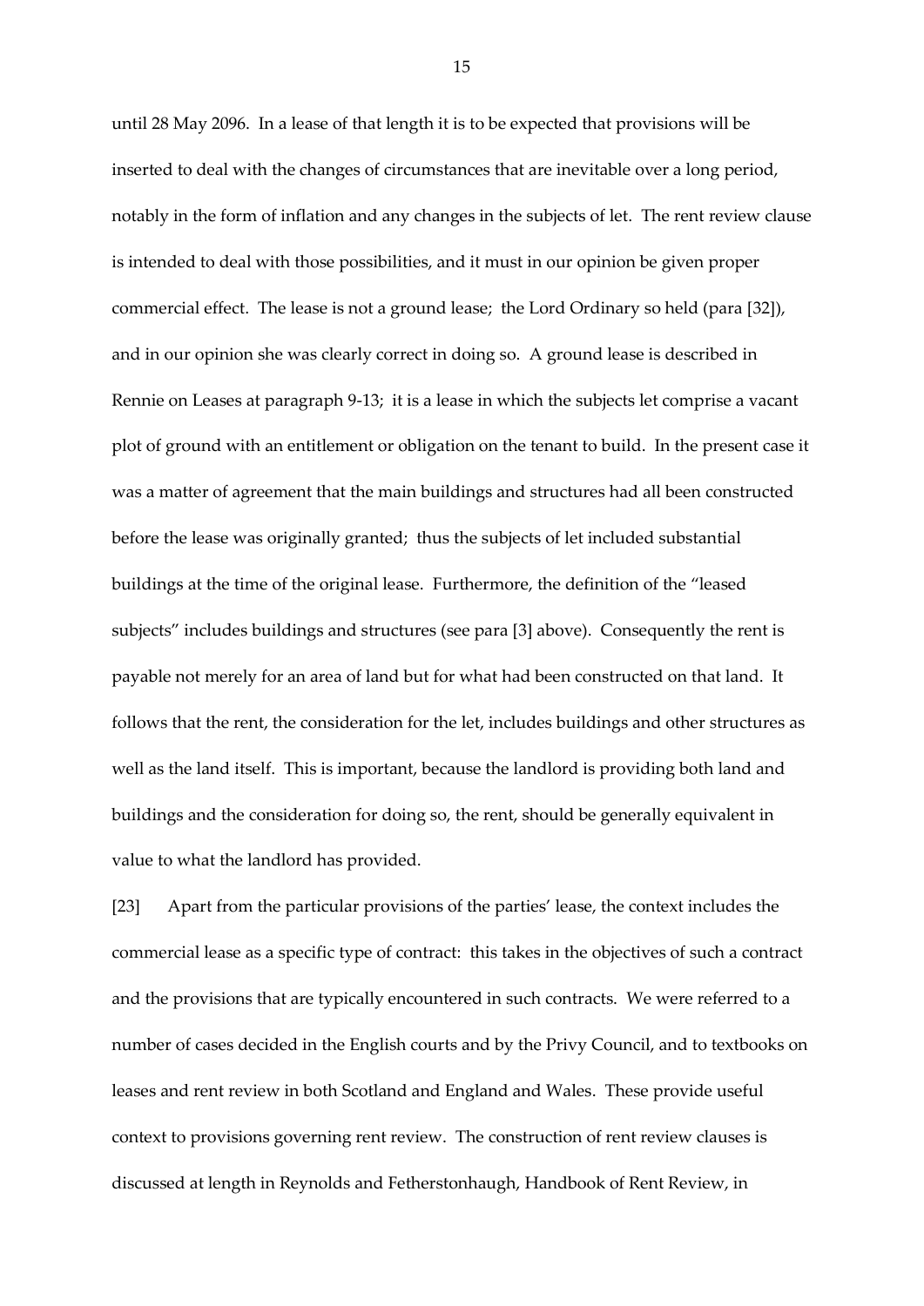until 28 May 2096. In a lease of that length it is to be expected that provisions will be inserted to deal with the changes of circumstances that are inevitable over a long period, notably in the form of inflation and any changes in the subjects of let. The rent review clause is intended to deal with those possibilities, and it must in our opinion be given proper commercial effect. The lease is not a ground lease; the Lord Ordinary so held (para [32]), and in our opinion she was clearly correct in doing so. A ground lease is described in Rennie on Leases at paragraph 9-13; it is a lease in which the subjects let comprise a vacant plot of ground with an entitlement or obligation on the tenant to build. In the present case it was a matter of agreement that the main buildings and structures had all been constructed before the lease was originally granted; thus the subjects of let included substantial buildings at the time of the original lease. Furthermore, the definition of the "leased subjects" includes buildings and structures (see para [3] above). Consequently the rent is payable not merely for an area of land but for what had been constructed on that land. It follows that the rent, the consideration for the let, includes buildings and other structures as well as the land itself. This is important, because the landlord is providing both land and buildings and the consideration for doing so, the rent, should be generally equivalent in value to what the landlord has provided.

[23] Apart from the particular provisions of the parties' lease, the context includes the commercial lease as a specific type of contract: this takes in the objectives of such a contract and the provisions that are typically encountered in such contracts. We were referred to a number of cases decided in the English courts and by the Privy Council, and to textbooks on leases and rent review in both Scotland and England and Wales. These provide useful context to provisions governing rent review. The construction of rent review clauses is discussed at length in Reynolds and Fetherstonhaugh, Handbook of Rent Review, in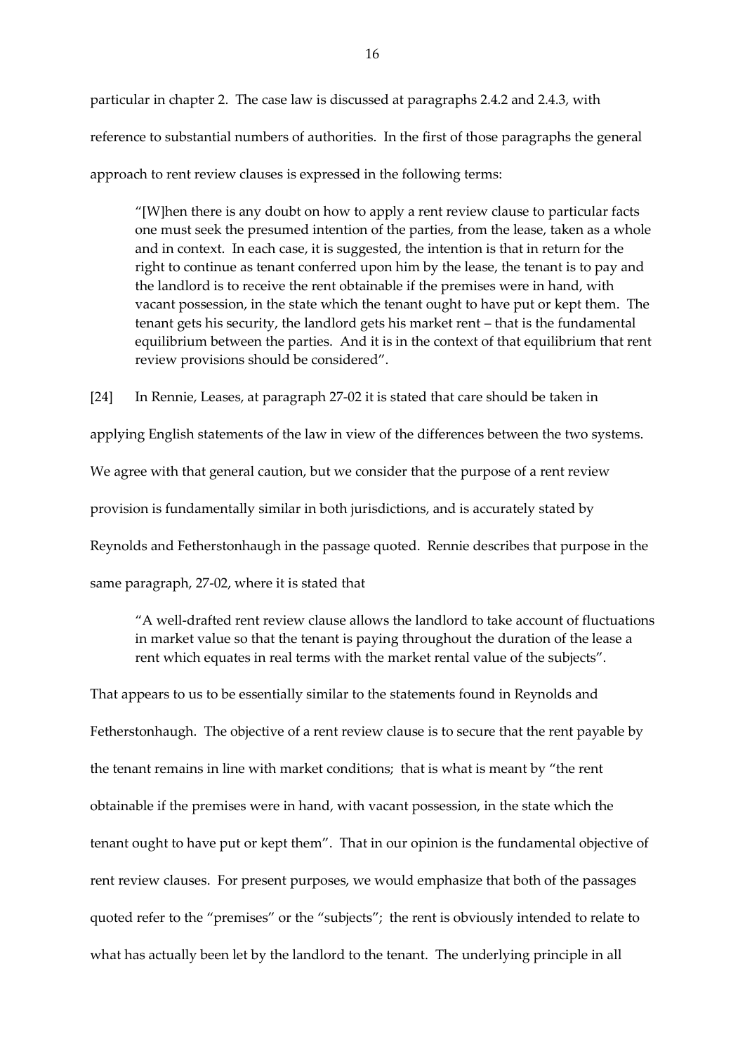particular in chapter 2. The case law is discussed at paragraphs 2.4.2 and 2.4.3, with reference to substantial numbers of authorities. In the first of those paragraphs the general approach to rent review clauses is expressed in the following terms:

> "[W]hen there is any doubt on how to apply a rent review clause to particular facts one must seek the presumed intention of the parties, from the lease, taken as a whole and in context. In each case, it is suggested, the intention is that in return for the right to continue as tenant conferred upon him by the lease, the tenant is to pay and the landlord is to receive the rent obtainable if the premises were in hand, with vacant possession, in the state which the tenant ought to have put or kept them. The tenant gets his security, the landlord gets his market rent – that is the fundamental equilibrium between the parties. And it is in the context of that equilibrium that rent review provisions should be considered".

[24] In Rennie, Leases, at paragraph 27-02 it is stated that care should be taken in applying English statements of the law in view of the differences between the two systems. We agree with that general caution, but we consider that the purpose of a rent review provision is fundamentally similar in both jurisdictions, and is accurately stated by Reynolds and Fetherstonhaugh in the passage quoted. Rennie describes that purpose in the same paragraph, 27-02, where it is stated that

> "A well-drafted rent review clause allows the landlord to take account of fluctuations in market value so that the tenant is paying throughout the duration of the lease a rent which equates in real terms with the market rental value of the subjects".

That appears to us to be essentially similar to the statements found in Reynolds and Fetherstonhaugh. The objective of a rent review clause is to secure that the rent payable by the tenant remains in line with market conditions; that is what is meant by "the rent obtainable if the premises were in hand, with vacant possession, in the state which the tenant ought to have put or kept them". That in our opinion is the fundamental objective of rent review clauses. For present purposes, we would emphasize that both of the passages quoted refer to the "premises" or the "subjects"; the rent is obviously intended to relate to what has actually been let by the landlord to the tenant. The underlying principle in all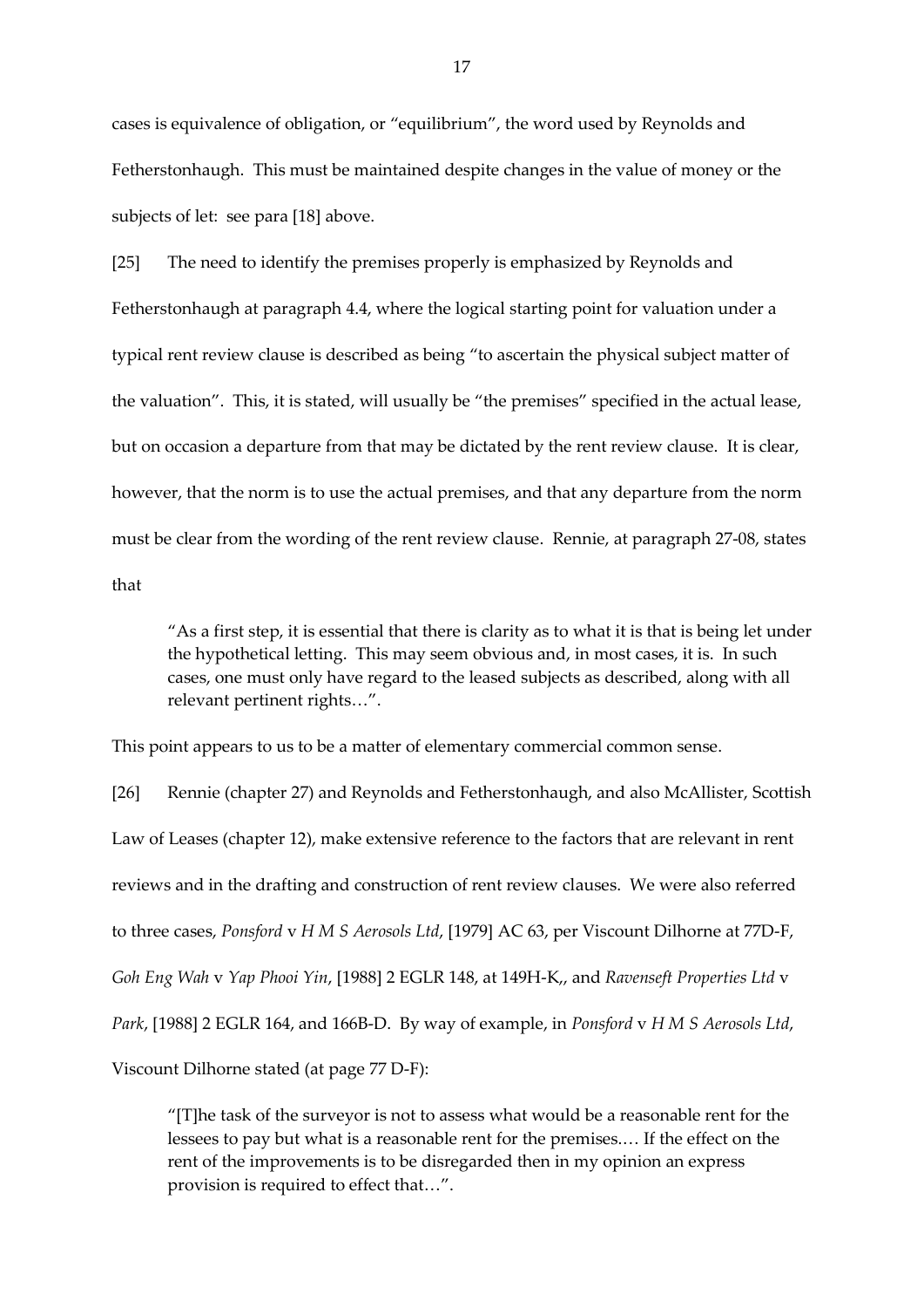cases is equivalence of obligation, or "equilibrium", the word used by Reynolds and Fetherstonhaugh. This must be maintained despite changes in the value of money or the subjects of let: see para [18] above.

[25] The need to identify the premises properly is emphasized by Reynolds and Fetherstonhaugh at paragraph 4.4, where the logical starting point for valuation under a typical rent review clause is described as being "to ascertain the physical subject matter of the valuation". This, it is stated, will usually be "the premises" specified in the actual lease, but on occasion a departure from that may be dictated by the rent review clause. It is clear, however, that the norm is to use the actual premises, and that any departure from the norm must be clear from the wording of the rent review clause. Rennie, at paragraph 27-08, states that

> "As a first step, it is essential that there is clarity as to what it is that is being let under the hypothetical letting. This may seem obvious and, in most cases, it is. In such cases, one must only have regard to the leased subjects as described, along with all relevant pertinent rights…".

This point appears to us to be a matter of elementary commercial common sense.

[26] Rennie (chapter 27) and Reynolds and Fetherstonhaugh, and also McAllister, Scottish Law of Leases (chapter 12), make extensive reference to the factors that are relevant in rent reviews and in the drafting and construction of rent review clauses. We were also referred to three cases, *Ponsford* v *H M S Aerosols Ltd*, [1979] AC 63, per Viscount Dilhorne at 77D-F, *Goh Eng Wah* v *Yap Phooi Yin*, [1988] 2 EGLR 148, at 149H-K,, and *Ravenseft Properties Ltd* v *Park*, [1988] 2 EGLR 164, and 166B-D. By way of example, in *Ponsford* v *H M S Aerosols Ltd*, Viscount Dilhorne stated (at page 77 D-F):

> "[T]he task of the surveyor is not to assess what would be a reasonable rent for the lessees to pay but what is a reasonable rent for the premises.… If the effect on the rent of the improvements is to be disregarded then in my opinion an express provision is required to effect that…".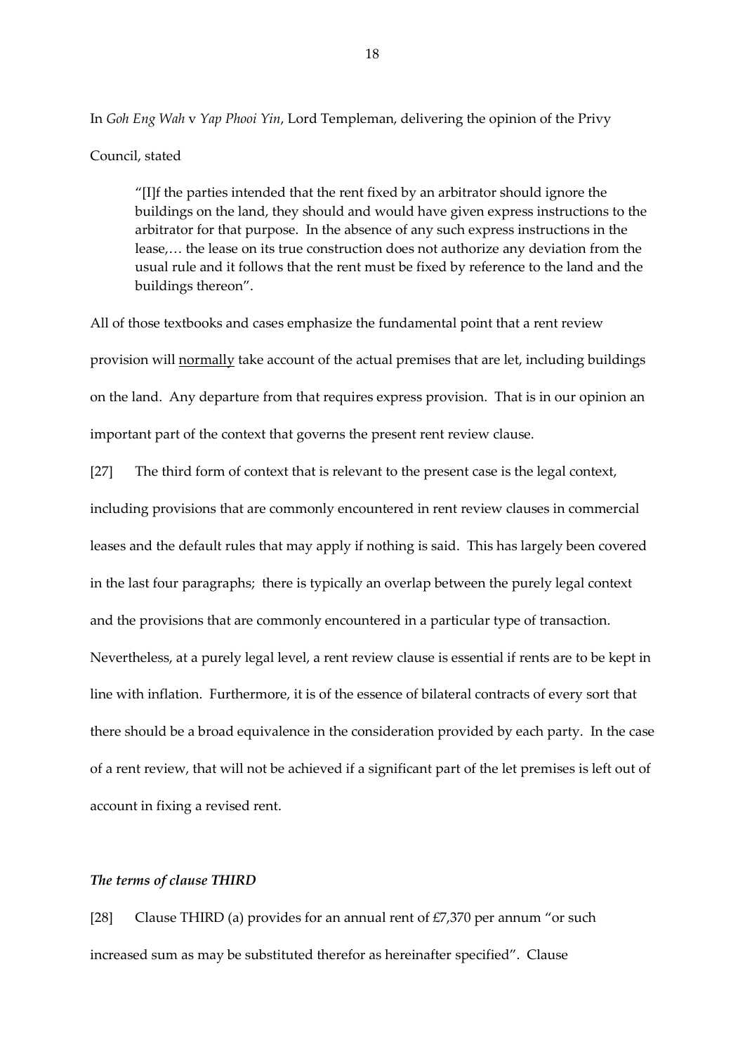In *Goh Eng Wah* v *Yap Phooi Yin*, Lord Templeman, delivering the opinion of the Privy Council, stated

> "[I]f the parties intended that the rent fixed by an arbitrator should ignore the buildings on the land, they should and would have given express instructions to the arbitrator for that purpose. In the absence of any such express instructions in the lease,… the lease on its true construction does not authorize any deviation from the usual rule and it follows that the rent must be fixed by reference to the land and the buildings thereon".

All of those textbooks and cases emphasize the fundamental point that a rent review provision will <u>normally</u> take account of the actual premises that are let, including buildings on the land. Any departure from that requires express provision. That is in our opinion an important part of the context that governs the present rent review clause.

[27] The third form of context that is relevant to the present case is the legal context, including provisions that are commonly encountered in rent review clauses in commercial leases and the default rules that may apply if nothing is said. This has largely been covered in the last four paragraphs; there is typically an overlap between the purely legal context and the provisions that are commonly encountered in a particular type of transaction. Nevertheless, at a purely legal level, a rent review clause is essential if rents are to be kept in line with inflation. Furthermore, it is of the essence of bilateral contracts of every sort that there should be a broad equivalence in the consideration provided by each party. In the case of a rent review, that will not be achieved if a significant part of the let premises is left out of account in fixing a revised rent.

### *The terms of clause THIRD*

[28] Clause THIRD (a) provides for an annual rent of £7,370 per annum "or such increased sum as may be substituted therefor as hereinafter specified". Clause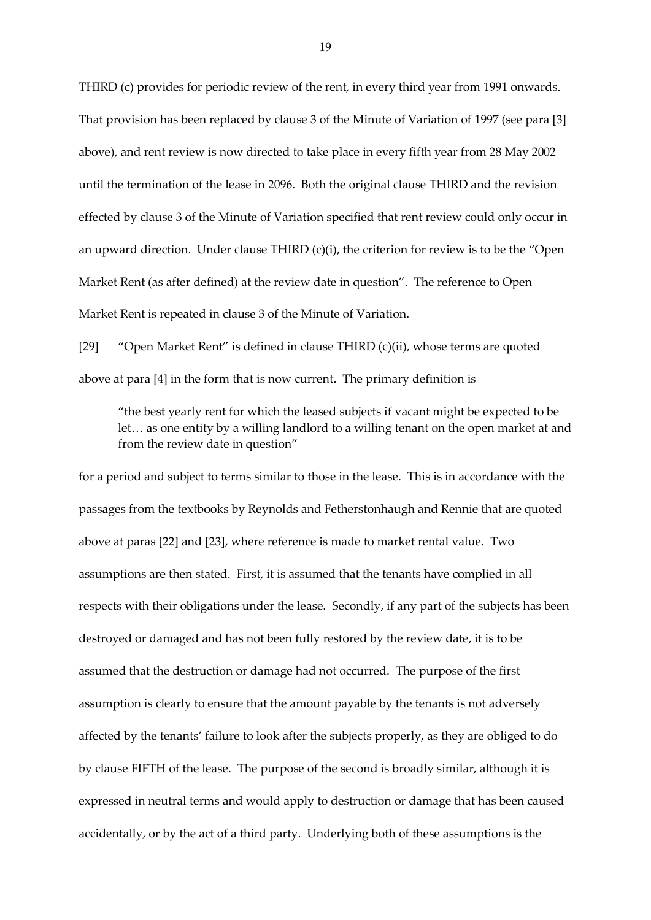THIRD (c) provides for periodic review of the rent, in every third year from 1991 onwards. That provision has been replaced by clause 3 of the Minute of Variation of 1997 (see para [3] above), and rent review is now directed to take place in every fifth year from 28 May 2002 until the termination of the lease in 2096. Both the original clause THIRD and the revision effected by clause 3 of the Minute of Variation specified that rent review could only occur in an upward direction. Under clause THIRD (c)(i), the criterion for review is to be the "Open Market Rent (as after defined) at the review date in question". The reference to Open Market Rent is repeated in clause 3 of the Minute of Variation.

[29] "Open Market Rent" is defined in clause THIRD (c)(ii), whose terms are quoted above at para [4] in the form that is now current. The primary definition is

> "the best yearly rent for which the leased subjects if vacant might be expected to be let… as one entity by a willing landlord to a willing tenant on the open market at and from the review date in question"

for a period and subject to terms similar to those in the lease. This is in accordance with the passages from the textbooks by Reynolds and Fetherstonhaugh and Rennie that are quoted above at paras [22] and [23], where reference is made to market rental value. Two assumptions are then stated. First, it is assumed that the tenants have complied in all respects with their obligations under the lease. Secondly, if any part of the subjects has been destroyed or damaged and has not been fully restored by the review date, it is to be assumed that the destruction or damage had not occurred. The purpose of the first assumption is clearly to ensure that the amount payable by the tenants is not adversely affected by the tenants' failure to look after the subjects properly, as they are obliged to do by clause FIFTH of the lease. The purpose of the second is broadly similar, although it is expressed in neutral terms and would apply to destruction or damage that has been caused accidentally, or by the act of a third party. Underlying both of these assumptions is the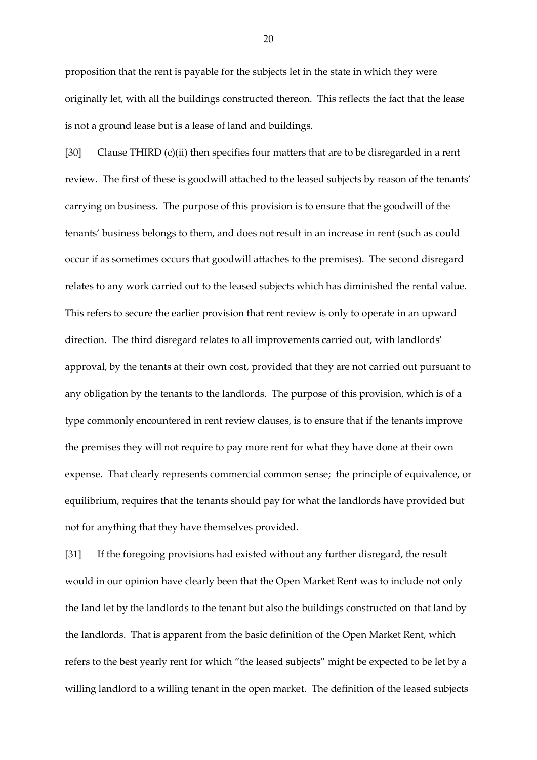proposition that the rent is payable for the subjects let in the state in which they were originally let, with all the buildings constructed thereon. This reflects the fact that the lease is not a ground lease but is a lease of land and buildings.

[30] Clause THIRD (c)(ii) then specifies four matters that are to be disregarded in a rent review. The first of these is goodwill attached to the leased subjects by reason of the tenants' carrying on business. The purpose of this provision is to ensure that the goodwill of the tenants' business belongs to them, and does not result in an increase in rent (such as could occur if as sometimes occurs that goodwill attaches to the premises). The second disregard relates to any work carried out to the leased subjects which has diminished the rental value. This refers to secure the earlier provision that rent review is only to operate in an upward direction. The third disregard relates to all improvements carried out, with landlords' approval, by the tenants at their own cost, provided that they are not carried out pursuant to any obligation by the tenants to the landlords. The purpose of this provision, which is of a type commonly encountered in rent review clauses, is to ensure that if the tenants improve the premises they will not require to pay more rent for what they have done at their own expense. That clearly represents commercial common sense; the principle of equivalence, or equilibrium, requires that the tenants should pay for what the landlords have provided but not for anything that they have themselves provided.

[31] If the foregoing provisions had existed without any further disregard, the result would in our opinion have clearly been that the Open Market Rent was to include not only the land let by the landlords to the tenant but also the buildings constructed on that land by the landlords. That is apparent from the basic definition of the Open Market Rent, which refers to the best yearly rent for which "the leased subjects" might be expected to be let by a willing landlord to a willing tenant in the open market. The definition of the leased subjects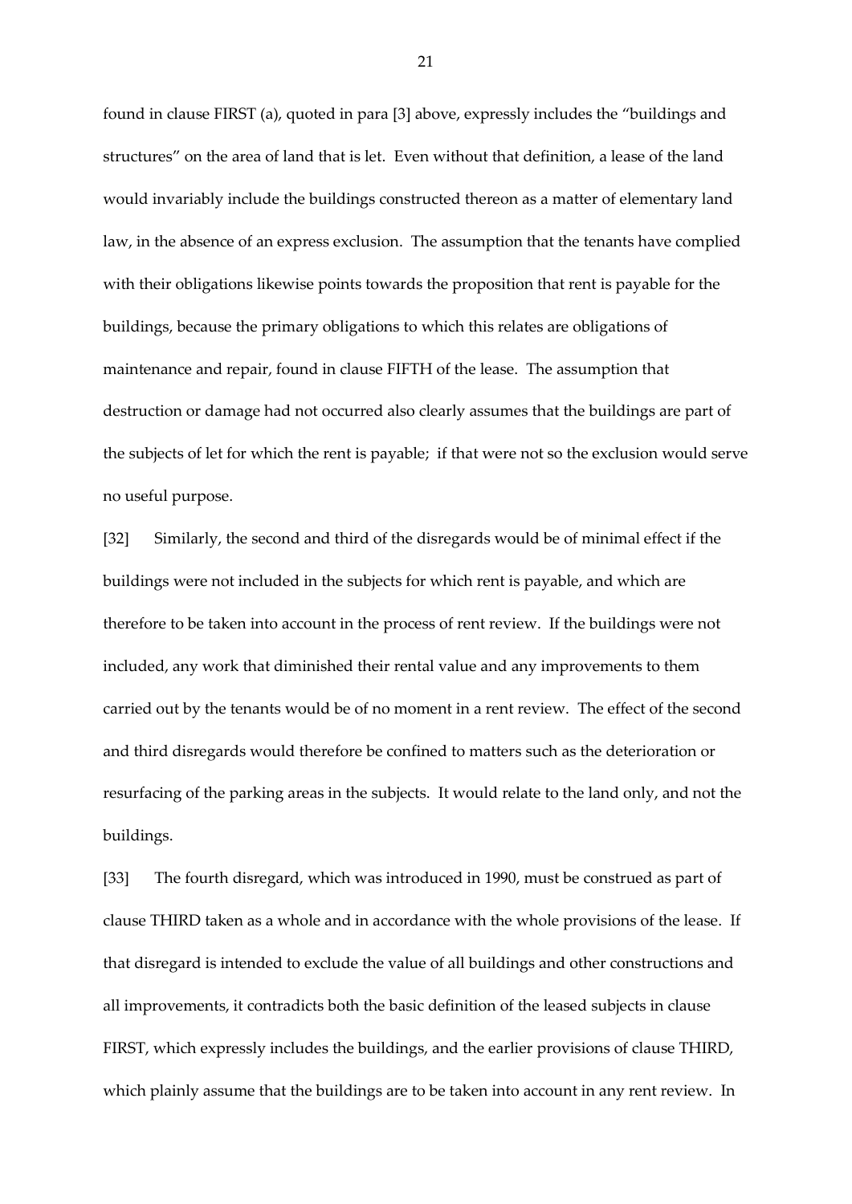found in clause FIRST (a), quoted in para [3] above, expressly includes the "buildings and structures" on the area of land that is let. Even without that definition, a lease of the land would invariably include the buildings constructed thereon as a matter of elementary land law, in the absence of an express exclusion. The assumption that the tenants have complied with their obligations likewise points towards the proposition that rent is payable for the buildings, because the primary obligations to which this relates are obligations of maintenance and repair, found in clause FIFTH of the lease. The assumption that destruction or damage had not occurred also clearly assumes that the buildings are part of the subjects of let for which the rent is payable; if that were not so the exclusion would serve no useful purpose.

[32] Similarly, the second and third of the disregards would be of minimal effect if the buildings were not included in the subjects for which rent is payable, and which are therefore to be taken into account in the process of rent review. If the buildings were not included, any work that diminished their rental value and any improvements to them carried out by the tenants would be of no moment in a rent review. The effect of the second and third disregards would therefore be confined to matters such as the deterioration or resurfacing of the parking areas in the subjects. It would relate to the land only, and not the buildings.

[33] The fourth disregard, which was introduced in 1990, must be construed as part of clause THIRD taken as a whole and in accordance with the whole provisions of the lease. If that disregard is intended to exclude the value of all buildings and other constructions and all improvements, it contradicts both the basic definition of the leased subjects in clause FIRST, which expressly includes the buildings, and the earlier provisions of clause THIRD, which plainly assume that the buildings are to be taken into account in any rent review. In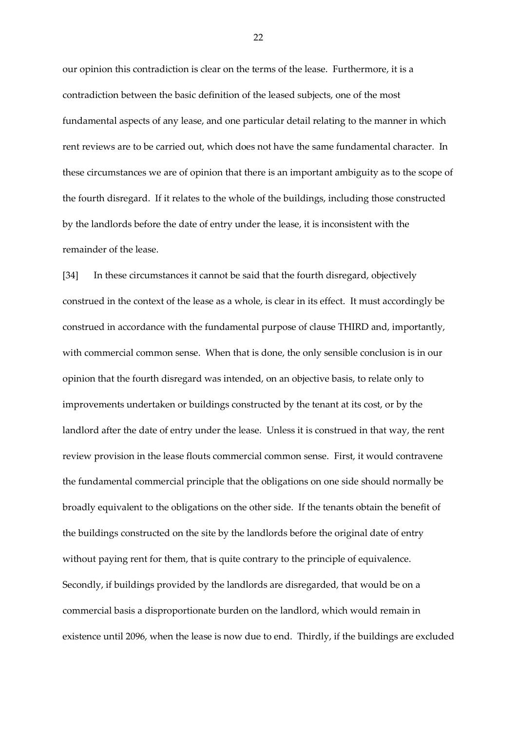our opinion this contradiction is clear on the terms of the lease. Furthermore, it is a contradiction between the basic definition of the leased subjects, one of the most fundamental aspects of any lease, and one particular detail relating to the manner in which rent reviews are to be carried out, which does not have the same fundamental character. In these circumstances we are of opinion that there is an important ambiguity as to the scope of the fourth disregard. If it relates to the whole of the buildings, including those constructed by the landlords before the date of entry under the lease, it is inconsistent with the remainder of the lease.

[34] In these circumstances it cannot be said that the fourth disregard, objectively construed in the context of the lease as a whole, is clear in its effect. It must accordingly be construed in accordance with the fundamental purpose of clause THIRD and, importantly, with commercial common sense. When that is done, the only sensible conclusion is in our opinion that the fourth disregard was intended, on an objective basis, to relate only to improvements undertaken or buildings constructed by the tenant at its cost, or by the landlord after the date of entry under the lease. Unless it is construed in that way, the rent review provision in the lease flouts commercial common sense. First, it would contravene the fundamental commercial principle that the obligations on one side should normally be broadly equivalent to the obligations on the other side. If the tenants obtain the benefit of the buildings constructed on the site by the landlords before the original date of entry without paying rent for them, that is quite contrary to the principle of equivalence. Secondly, if buildings provided by the landlords are disregarded, that would be on a commercial basis a disproportionate burden on the landlord, which would remain in existence until 2096, when the lease is now due to end. Thirdly, if the buildings are excluded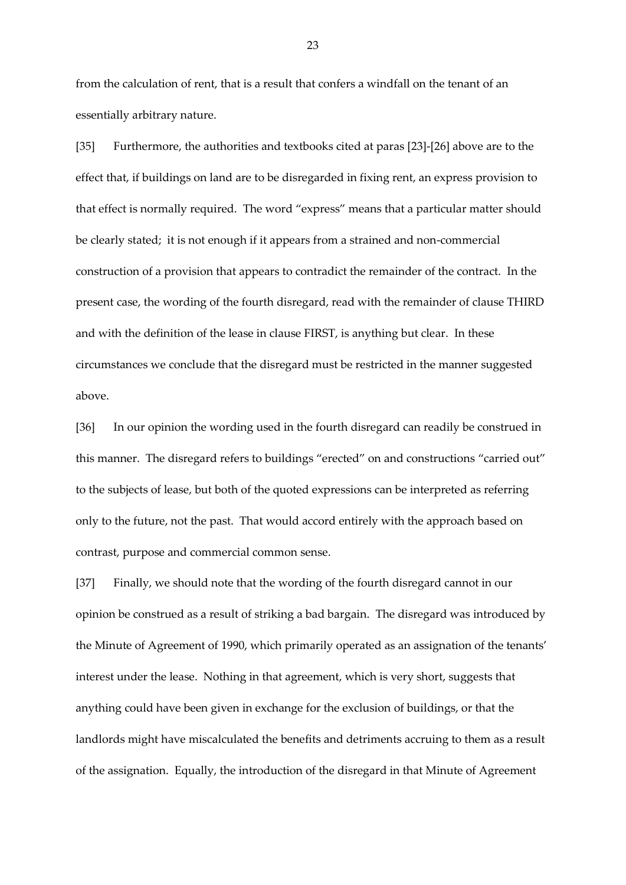from the calculation of rent, that is a result that confers a windfall on the tenant of an essentially arbitrary nature.

[35] Furthermore, the authorities and textbooks cited at paras [23]-[26] above are to the effect that, if buildings on land are to be disregarded in fixing rent, an express provision to that effect is normally required. The word "express" means that a particular matter should be clearly stated; it is not enough if it appears from a strained and non-commercial construction of a provision that appears to contradict the remainder of the contract. In the present case, the wording of the fourth disregard, read with the remainder of clause THIRD and with the definition of the lease in clause FIRST, is anything but clear. In these circumstances we conclude that the disregard must be restricted in the manner suggested above.

[36] In our opinion the wording used in the fourth disregard can readily be construed in this manner. The disregard refers to buildings "erected" on and constructions "carried out" to the subjects of lease, but both of the quoted expressions can be interpreted as referring only to the future, not the past. That would accord entirely with the approach based on contrast, purpose and commercial common sense.

[37] Finally, we should note that the wording of the fourth disregard cannot in our opinion be construed as a result of striking a bad bargain. The disregard was introduced by the Minute of Agreement of 1990, which primarily operated as an assignation of the tenants' interest under the lease. Nothing in that agreement, which is very short, suggests that anything could have been given in exchange for the exclusion of buildings, or that the landlords might have miscalculated the benefits and detriments accruing to them as a result of the assignation. Equally, the introduction of the disregard in that Minute of Agreement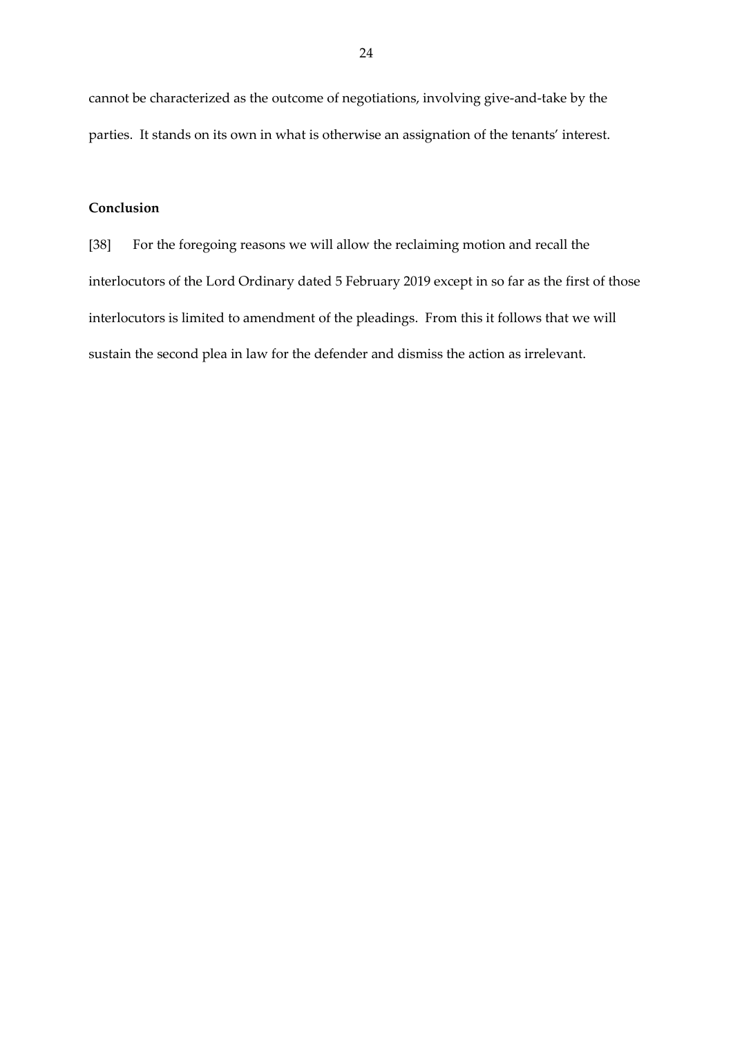cannot be characterized as the outcome of negotiations, involving give-and-take by the parties. It stands on its own in what is otherwise an assignation of the tenants' interest.

**Conclusion**

[38] For the foregoing reasons we will allow the reclaiming motion and recall the interlocutors of the Lord Ordinary dated 5 February 2019 except in so far as the first of those interlocutors is limited to amendment of the pleadings. From this it follows that we will sustain the second plea in law for the defender and dismiss the action as irrelevant.